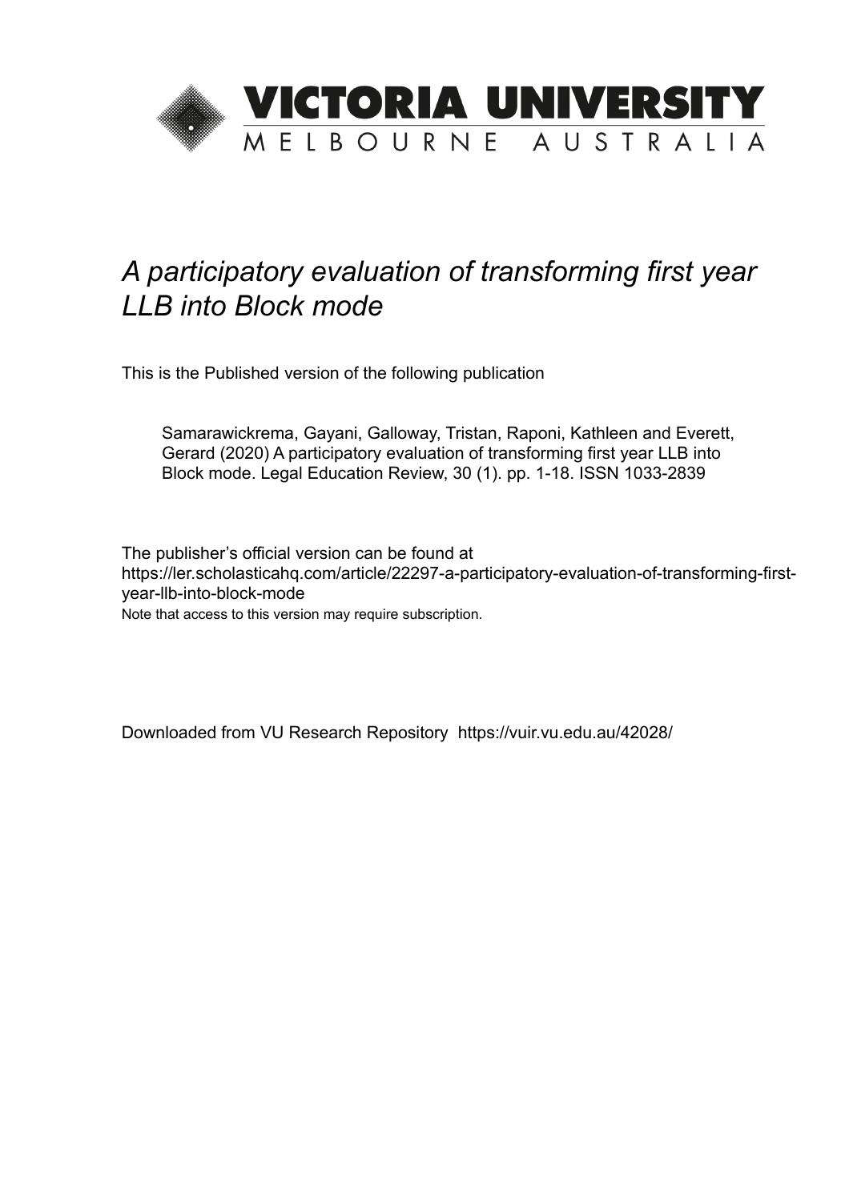VICTORIA UNIVERSITY
MELBOURNE AUSTRALIA

# *A participatory evaluation of transforming first year LLB into Block mode*

This is the Published version of the following publication

Samarawickrema, Gayani, Galloway, Tristan, Raponi, Kathleen and Everett, Gerard (2020) A participatory evaluation of transforming first year LLB into Block mode. Legal Education Review, 30 (1). pp. 1-18. ISSN 1033-2839

The publisher's official version can be found at
https://ler.scholasticahq.com/article/22297-a-participatory-evaluation-of-transforming-first-year-llb-into-block-mode
Note that access to this version may require subscription.

Downloaded from VU Research Repository https://vuir.vu.edu.au/42028/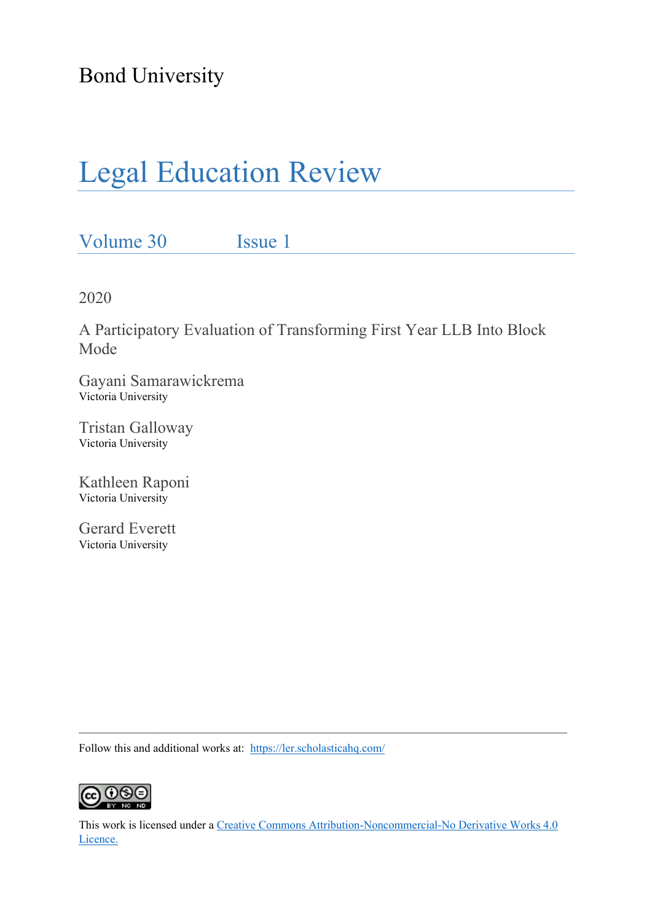Bond University

# Legal Education Review

Volume 30 Issue 1

2020

A Participatory Evaluation of Transforming First Year LLB Into Block Mode

Gayani Samarawickrema
Victoria University

Tristan Galloway
Victoria University

Kathleen Raponi
Victoria University

Gerard Everett
Victoria University

---

Follow this and additional works at: https://ler.scholasticahq.com/

This work is licensed under a Creative Commons Attribution-Noncommercial-No Derivative Works 4.0 Licence.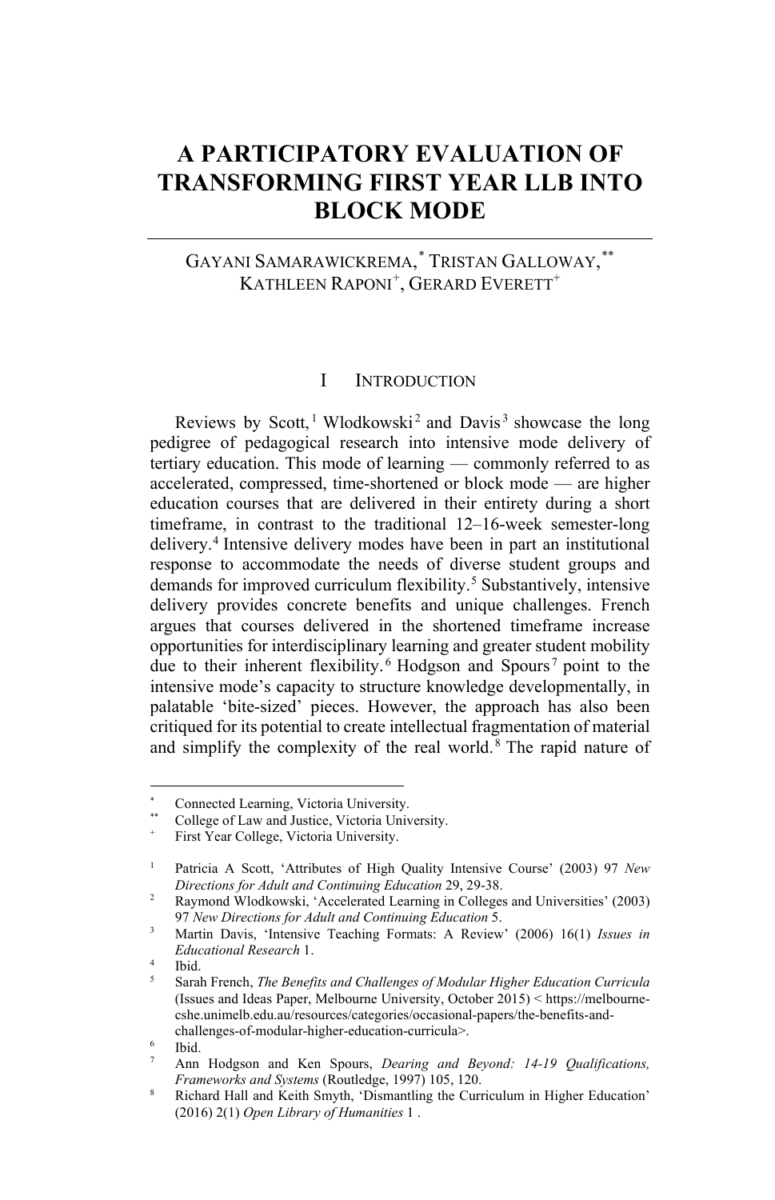# A PARTICIPATORY EVALUATION OF TRANSFORMING FIRST YEAR LLB INTO BLOCK MODE

GAYANI SAMARAWICKREMA,[*] TRISTAN GALLOWAY,[**] KATHLEEN RAPONI[+], GERARD EVERETT[+]

## I INTRODUCTION

Reviews by Scott,[1] Wlodkowski[2] and Davis[3] showcase the long pedigree of pedagogical research into intensive mode delivery of tertiary education. This mode of learning — commonly referred to as accelerated, compressed, time-shortened or block mode — are higher education courses that are delivered in their entirety during a short timeframe, in contrast to the traditional 12–16-week semester-long delivery.[4] Intensive delivery modes have been in part an institutional response to accommodate the needs of diverse student groups and demands for improved curriculum flexibility.[5] Substantively, intensive delivery provides concrete benefits and unique challenges. French argues that courses delivered in the shortened timeframe increase opportunities for interdisciplinary learning and greater student mobility due to their inherent flexibility.[6] Hodgson and Spours[7] point to the intensive mode's capacity to structure knowledge developmentally, in palatable 'bite-sized' pieces. However, the approach has also been critiqued for its potential to create intellectual fragmentation of material and simplify the complexity of the real world.[8] The rapid nature of

---

[*] Connected Learning, Victoria University.

[**] College of Law and Justice, Victoria University.

[+] First Year College, Victoria University.

[1] Patricia A Scott, 'Attributes of High Quality Intensive Course' (2003) 97 *New Directions for Adult and Continuing Education* 29, 29-38.

[2] Raymond Wlodkowski, 'Accelerated Learning in Colleges and Universities' (2003) 97 *New Directions for Adult and Continuing Education* 5.

[3] Martin Davis, 'Intensive Teaching Formats: A Review' (2006) 16(1) *Issues in Educational Research* 1.

[4] Ibid.

[5] Sarah French, *The Benefits and Challenges of Modular Higher Education Curricula* (Issues and Ideas Paper, Melbourne University, October 2015) < https://melbourne-cshe.unimelb.edu.au/resources/categories/occasional-papers/the-benefits-and-challenges-of-modular-higher-education-curricula>.

[6] Ibid.

[7] Ann Hodgson and Ken Spours, *Dearing and Beyond: 14-19 Qualifications, Frameworks and Systems* (Routledge, 1997) 105, 120.

[8] Richard Hall and Keith Smyth, 'Dismantling the Curriculum in Higher Education' (2016) 2(1) *Open Library of Humanities* 1 .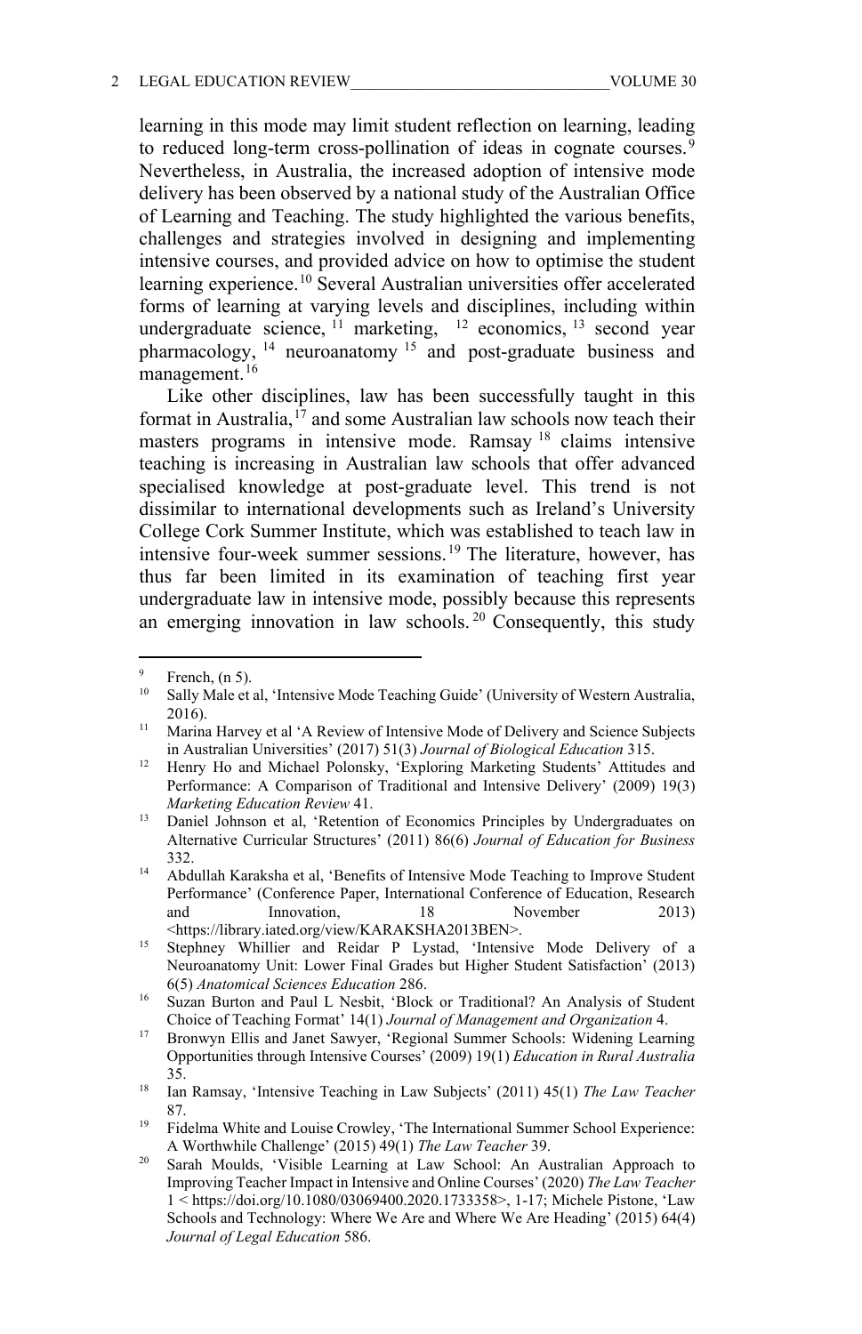learning in this mode may limit student reflection on learning, leading to reduced long-term cross-pollination of ideas in cognate courses.[9] Nevertheless, in Australia, the increased adoption of intensive mode delivery has been observed by a national study of the Australian Office of Learning and Teaching. The study highlighted the various benefits, challenges and strategies involved in designing and implementing intensive courses, and provided advice on how to optimise the student learning experience.[10] Several Australian universities offer accelerated forms of learning at varying levels and disciplines, including within undergraduate science,[11] marketing,[12] economics,[13] second year pharmacology,[14] neuroanatomy[15] and post-graduate business and management.[16]

Like other disciplines, law has been successfully taught in this format in Australia,[17] and some Australian law schools now teach their masters programs in intensive mode. Ramsay[18] claims intensive teaching is increasing in Australian law schools that offer advanced specialised knowledge at post-graduate level. This trend is not dissimilar to international developments such as Ireland's University College Cork Summer Institute, which was established to teach law in intensive four-week summer sessions.[19] The literature, however, has thus far been limited in its examination of teaching first year undergraduate law in intensive mode, possibly because this represents an emerging innovation in law schools.[20] Consequently, this study

---

[9] French, (n 5).

[10] Sally Male et al, 'Intensive Mode Teaching Guide' (University of Western Australia, 2016).

[11] Marina Harvey et al 'A Review of Intensive Mode of Delivery and Science Subjects in Australian Universities' (2017) 51(3) *Journal of Biological Education* 315.

[12] Henry Ho and Michael Polonsky, 'Exploring Marketing Students' Attitudes and Performance: A Comparison of Traditional and Intensive Delivery' (2009) 19(3) *Marketing Education Review* 41.

[13] Daniel Johnson et al, 'Retention of Economics Principles by Undergraduates on Alternative Curricular Structures' (2011) 86(6) *Journal of Education for Business* 332.

[14] Abdullah Karaksha et al, 'Benefits of Intensive Mode Teaching to Improve Student Performance' (Conference Paper, International Conference of Education, Research and Innovation, 18 November 2013) <https://library.iated.org/view/KARAKSHA2013BEN>.

[15] Stephney Whillier and Reidar P Lystad, 'Intensive Mode Delivery of a Neuroanatomy Unit: Lower Final Grades but Higher Student Satisfaction' (2013) 6(5) *Anatomical Sciences Education* 286.

[16] Suzan Burton and Paul L Nesbit, 'Block or Traditional? An Analysis of Student Choice of Teaching Format' 14(1) *Journal of Management and Organization* 4.

[17] Bronwyn Ellis and Janet Sawyer, 'Regional Summer Schools: Widening Learning Opportunities through Intensive Courses' (2009) 19(1) *Education in Rural Australia* 35.

[18] Ian Ramsay, 'Intensive Teaching in Law Subjects' (2011) 45(1) *The Law Teacher* 87.

[19] Fidelma White and Louise Crowley, 'The International Summer School Experience: A Worthwhile Challenge' (2015) 49(1) *The Law Teacher* 39.

[20] Sarah Moulds, 'Visible Learning at Law School: An Australian Approach to Improving Teacher Impact in Intensive and Online Courses' (2020) *The Law Teacher* 1 < https://doi.org/10.1080/03069400.2020.1733358>, 1-17; Michele Pistone, 'Law Schools and Technology: Where We Are and Where We Are Heading' (2015) 64(4) *Journal of Legal Education* 586.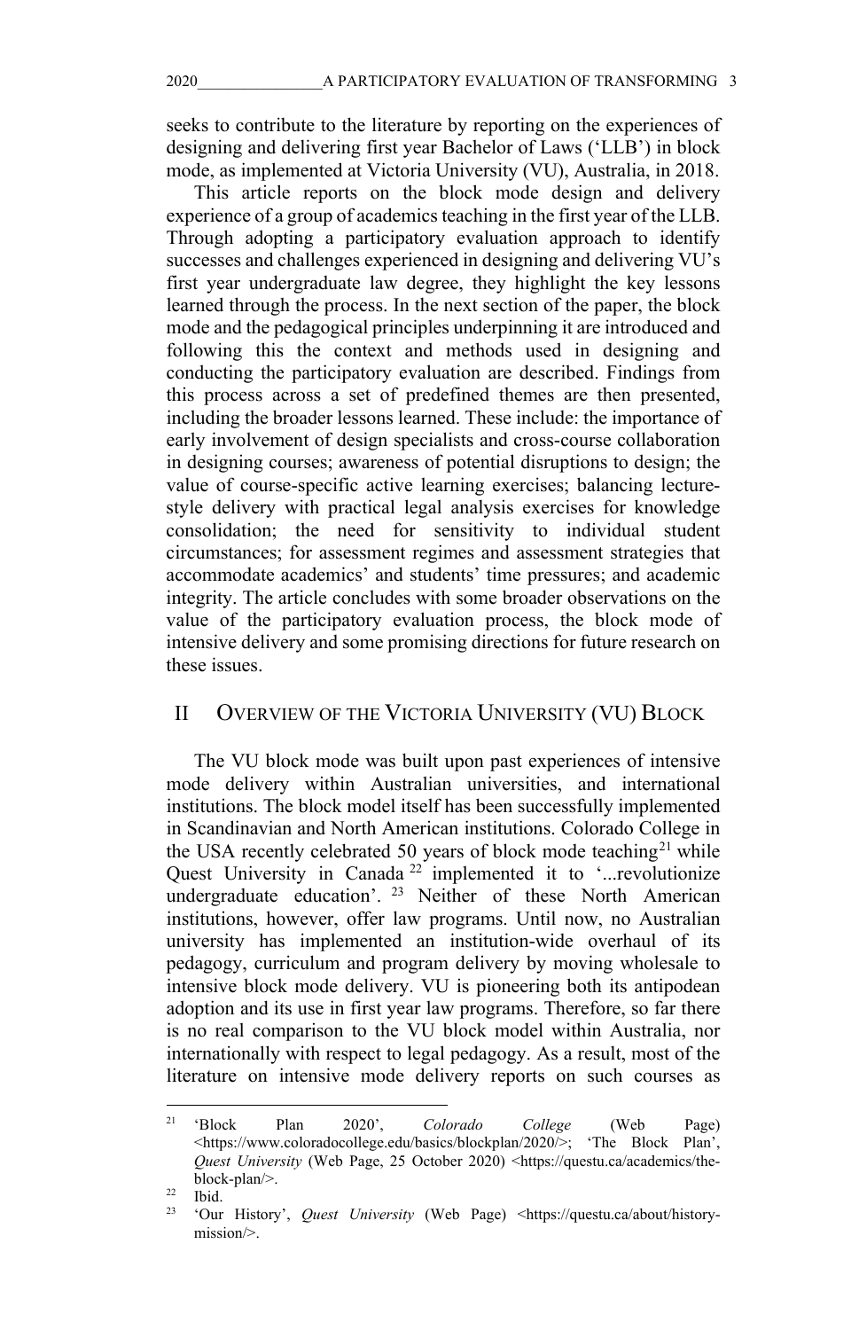seeks to contribute to the literature by reporting on the experiences of designing and delivering first year Bachelor of Laws ('LLB') in block mode, as implemented at Victoria University (VU), Australia, in 2018.

This article reports on the block mode design and delivery experience of a group of academics teaching in the first year of the LLB. Through adopting a participatory evaluation approach to identify successes and challenges experienced in designing and delivering VU's first year undergraduate law degree, they highlight the key lessons learned through the process. In the next section of the paper, the block mode and the pedagogical principles underpinning it are introduced and following this the context and methods used in designing and conducting the participatory evaluation are described. Findings from this process across a set of predefined themes are then presented, including the broader lessons learned. These include: the importance of early involvement of design specialists and cross-course collaboration in designing courses; awareness of potential disruptions to design; the value of course-specific active learning exercises; balancing lecture-style delivery with practical legal analysis exercises for knowledge consolidation; the need for sensitivity to individual student circumstances; for assessment regimes and assessment strategies that accommodate academics' and students' time pressures; and academic integrity. The article concludes with some broader observations on the value of the participatory evaluation process, the block mode of intensive delivery and some promising directions for future research on these issues.

## II Overview of the Victoria University (VU) Block

The VU block mode was built upon past experiences of intensive mode delivery within Australian universities, and international institutions. The block model itself has been successfully implemented in Scandinavian and North American institutions. Colorado College in the USA recently celebrated 50 years of block mode teaching[21] while Quest University in Canada[22] implemented it to '...revolutionize undergraduate education'.[23] Neither of these North American institutions, however, offer law programs. Until now, no Australian university has implemented an institution-wide overhaul of its pedagogy, curriculum and program delivery by moving wholesale to intensive block mode delivery. VU is pioneering both its antipodean adoption and its use in first year law programs. Therefore, so far there is no real comparison to the VU block model within Australia, nor internationally with respect to legal pedagogy. As a result, most of the literature on intensive mode delivery reports on such courses as

---

[21] 'Block Plan 2020', *Colorado College* (Web Page) <https://www.coloradocollege.edu/basics/blockplan/2020/>; 'The Block Plan', *Quest University* (Web Page, 25 October 2020) <https://questu.ca/academics/the-block-plan/>.

[22] Ibid.

[23] 'Our History', *Quest University* (Web Page) <https://questu.ca/about/history-mission/>.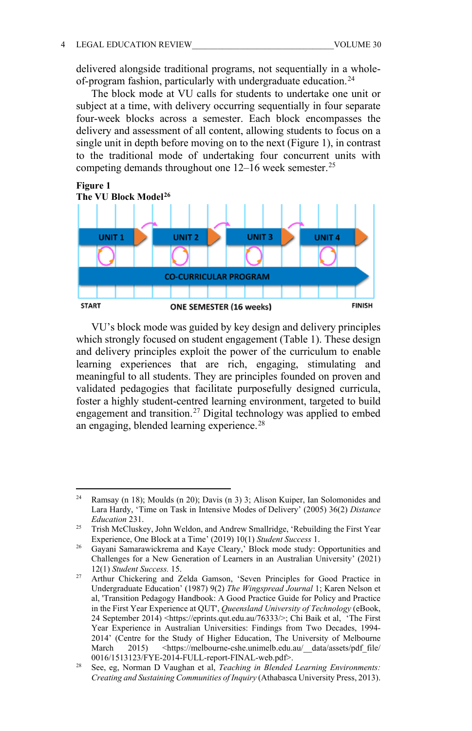delivered alongside traditional programs, not sequentially in a whole-of-program fashion, particularly with undergraduate education.[24]

The block mode at VU calls for students to undertake one unit or subject at a time, with delivery occurring sequentially in four separate four-week blocks across a semester. Each block encompasses the delivery and assessment of all content, allowing students to focus on a single unit in depth before moving on to the next (Figure 1), in contrast to the traditional mode of undertaking four concurrent units with competing demands throughout one 12–16 week semester.[25]

**Figure 1**
**The VU Block Model[26]**

UNIT 1 UNIT 2 UNIT 3 UNIT 4

CO-CURRICULAR PROGRAM

START ONE SEMESTER (16 weeks) FINISH

VU's block mode was guided by key design and delivery principles which strongly focused on student engagement (Table 1). These design and delivery principles exploit the power of the curriculum to enable learning experiences that are rich, engaging, stimulating and meaningful to all students. They are principles founded on proven and validated pedagogies that facilitate purposefully designed curricula, foster a highly student-centred learning environment, targeted to build engagement and transition.[27] Digital technology was applied to embed an engaging, blended learning experience.[28]

---

[24] Ramsay (n 18); Moulds (n 20); Davis (n 3) 3; Alison Kuiper, Ian Solomonides and Lara Hardy, 'Time on Task in Intensive Modes of Delivery' (2005) 36(2) *Distance Education* 231.

[25] Trish McCluskey, John Weldon, and Andrew Smallridge, 'Rebuilding the First Year Experience, One Block at a Time' (2019) 10(1) *Student Success* 1.

[26] Gayani Samarawickrema and Kaye Cleary,' Block mode study: Opportunities and Challenges for a New Generation of Learners in an Australian University' (2021) 12(1) *Student Success.* 15.

[27] Arthur Chickering and Zelda Gamson, 'Seven Principles for Good Practice in Undergraduate Education' (1987) 9(2) *The Wingspread Journal* 1; Karen Nelson et al, 'Transition Pedagogy Handbook: A Good Practice Guide for Policy and Practice in the First Year Experience at QUT', *Queensland University of Technology* (eBook, 24 September 2014) <https://eprints.qut.edu.au/76333/>; Chi Baik et al, 'The First Year Experience in Australian Universities: Findings from Two Decades, 1994-2014' (Centre for the Study of Higher Education, The University of Melbourne March 2015) <https://melbourne-cshe.unimelb.edu.au/__data/assets/pdf_file/0016/1513123/FYE-2014-FULL-report-FINAL-web.pdf>.

[28] See, eg, Norman D Vaughan et al, *Teaching in Blended Learning Environments: Creating and Sustaining Communities of Inquiry* (Athabasca University Press, 2013).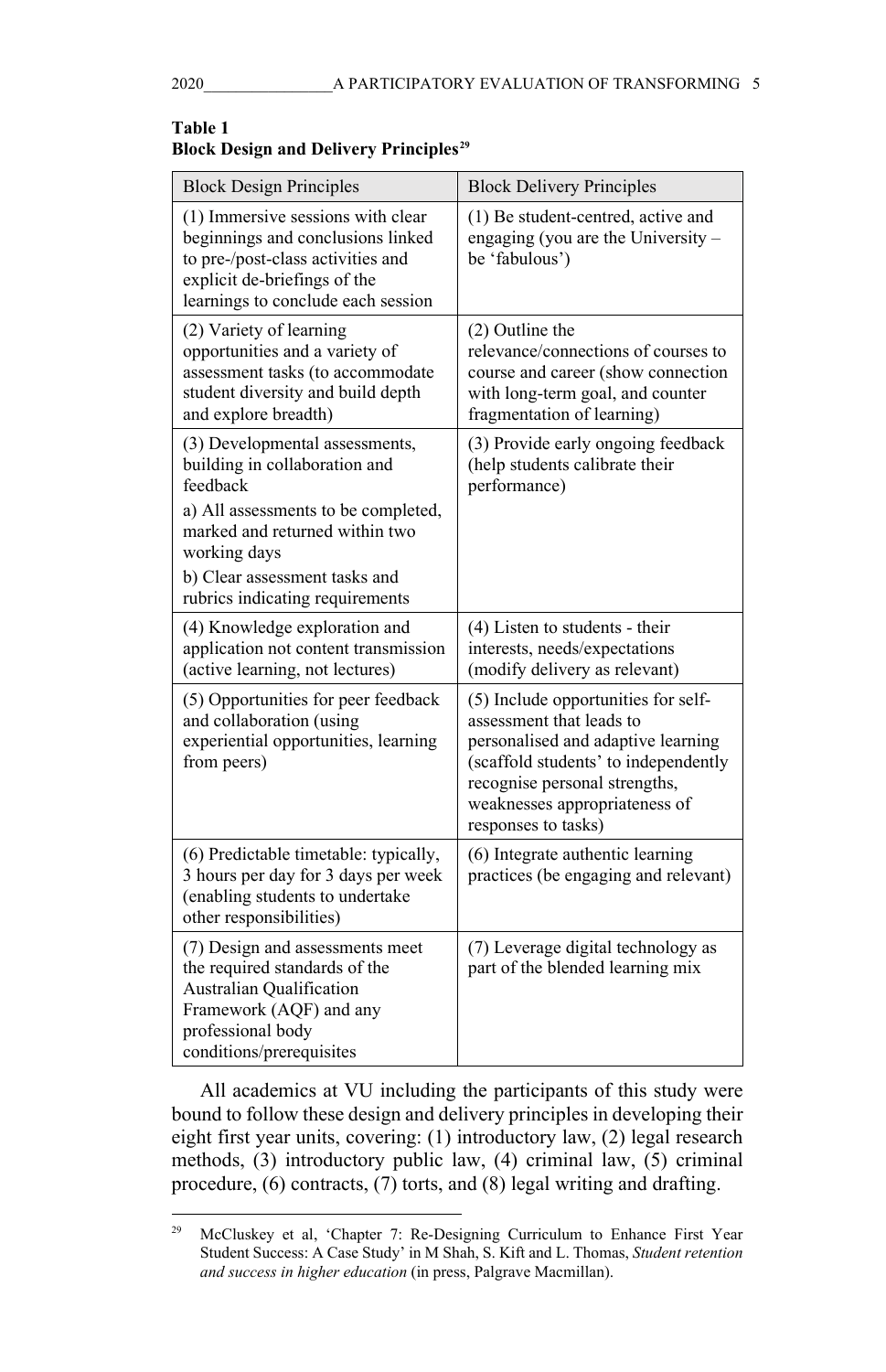**Table 1**
**Block Design and Delivery Principles**[29]

| Block Design Principles | Block Delivery Principles |
|---|---|
| (1) Immersive sessions with clear beginnings and conclusions linked to pre-/post-class activities and explicit de-briefings of the learnings to conclude each session | (1) Be student-centred, active and engaging (you are the University – be 'fabulous') |
| (2) Variety of learning opportunities and a variety of assessment tasks (to accommodate student diversity and build depth and explore breadth) | (2) Outline the relevance/connections of courses to course and career (show connection with long-term goal, and counter fragmentation of learning) |
| (3) Developmental assessments, building in collaboration and feedback<br>a) All assessments to be completed, marked and returned within two working days<br>b) Clear assessment tasks and rubrics indicating requirements | (3) Provide early ongoing feedback (help students calibrate their performance) |
| (4) Knowledge exploration and application not content transmission (active learning, not lectures) | (4) Listen to students - their interests, needs/expectations (modify delivery as relevant) |
| (5) Opportunities for peer feedback and collaboration (using experiential opportunities, learning from peers) | (5) Include opportunities for self-assessment that leads to personalised and adaptive learning (scaffold students' to independently recognise personal strengths, weaknesses appropriateness of responses to tasks) |
| (6) Predictable timetable: typically, 3 hours per day for 3 days per week (enabling students to undertake other responsibilities) | (6) Integrate authentic learning practices (be engaging and relevant) |
| (7) Design and assessments meet the required standards of the Australian Qualification Framework (AQF) and any professional body conditions/prerequisites | (7) Leverage digital technology as part of the blended learning mix |

All academics at VU including the participants of this study were bound to follow these design and delivery principles in developing their eight first year units, covering: (1) introductory law, (2) legal research methods, (3) introductory public law, (4) criminal law, (5) criminal procedure, (6) contracts, (7) torts, and (8) legal writing and drafting.

---

[29] McCluskey et al, 'Chapter 7: Re-Designing Curriculum to Enhance First Year Student Success: A Case Study' in M Shah, S. Kift and L. Thomas, *Student retention and success in higher education* (in press, Palgrave Macmillan).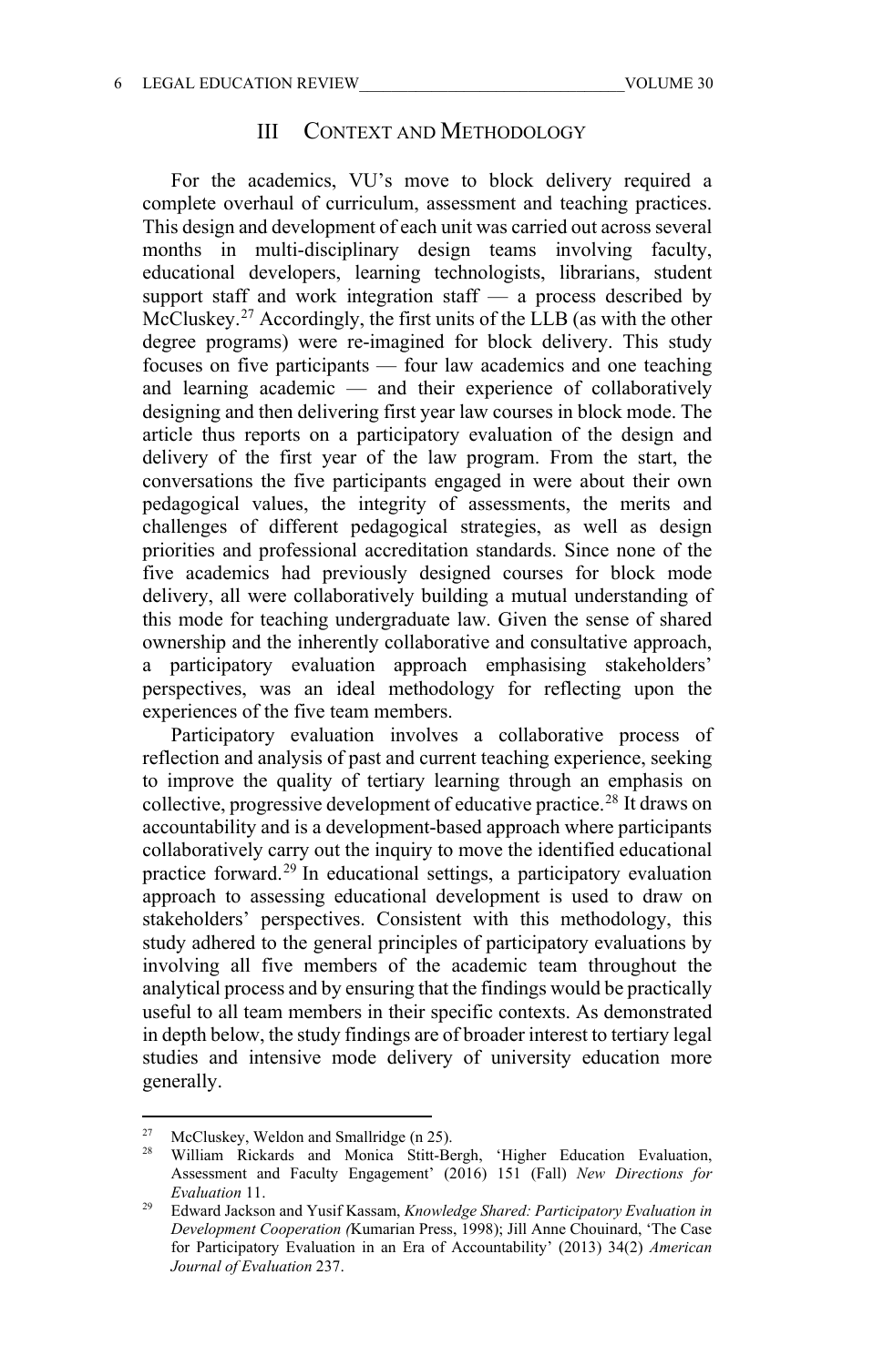## III Context and Methodology

For the academics, VU's move to block delivery required a complete overhaul of curriculum, assessment and teaching practices. This design and development of each unit was carried out across several months in multi-disciplinary design teams involving faculty, educational developers, learning technologists, librarians, student support staff and work integration staff — a process described by McCluskey.[27] Accordingly, the first units of the LLB (as with the other degree programs) were re-imagined for block delivery. This study focuses on five participants — four law academics and one teaching and learning academic — and their experience of collaboratively designing and then delivering first year law courses in block mode. The article thus reports on a participatory evaluation of the design and delivery of the first year of the law program. From the start, the conversations the five participants engaged in were about their own pedagogical values, the integrity of assessments, the merits and challenges of different pedagogical strategies, as well as design priorities and professional accreditation standards. Since none of the five academics had previously designed courses for block mode delivery, all were collaboratively building a mutual understanding of this mode for teaching undergraduate law. Given the sense of shared ownership and the inherently collaborative and consultative approach, a participatory evaluation approach emphasising stakeholders' perspectives, was an ideal methodology for reflecting upon the experiences of the five team members.

Participatory evaluation involves a collaborative process of reflection and analysis of past and current teaching experience, seeking to improve the quality of tertiary learning through an emphasis on collective, progressive development of educative practice.[28] It draws on accountability and is a development-based approach where participants collaboratively carry out the inquiry to move the identified educational practice forward.[29] In educational settings, a participatory evaluation approach to assessing educational development is used to draw on stakeholders' perspectives. Consistent with this methodology, this study adhered to the general principles of participatory evaluations by involving all five members of the academic team throughout the analytical process and by ensuring that the findings would be practically useful to all team members in their specific contexts. As demonstrated in depth below, the study findings are of broader interest to tertiary legal studies and intensive mode delivery of university education more generally.

---

27 McCluskey, Weldon and Smallridge (n 25).

28 William Rickards and Monica Stitt-Bergh, 'Higher Education Evaluation, Assessment and Faculty Engagement' (2016) 151 (Fall) *New Directions for Evaluation* 11.

29 Edward Jackson and Yusif Kassam, *Knowledge Shared: Participatory Evaluation in Development Cooperation (*Kumarian Press, 1998); Jill Anne Chouinard, 'The Case for Participatory Evaluation in an Era of Accountability' (2013) 34(2) *American Journal of Evaluation* 237.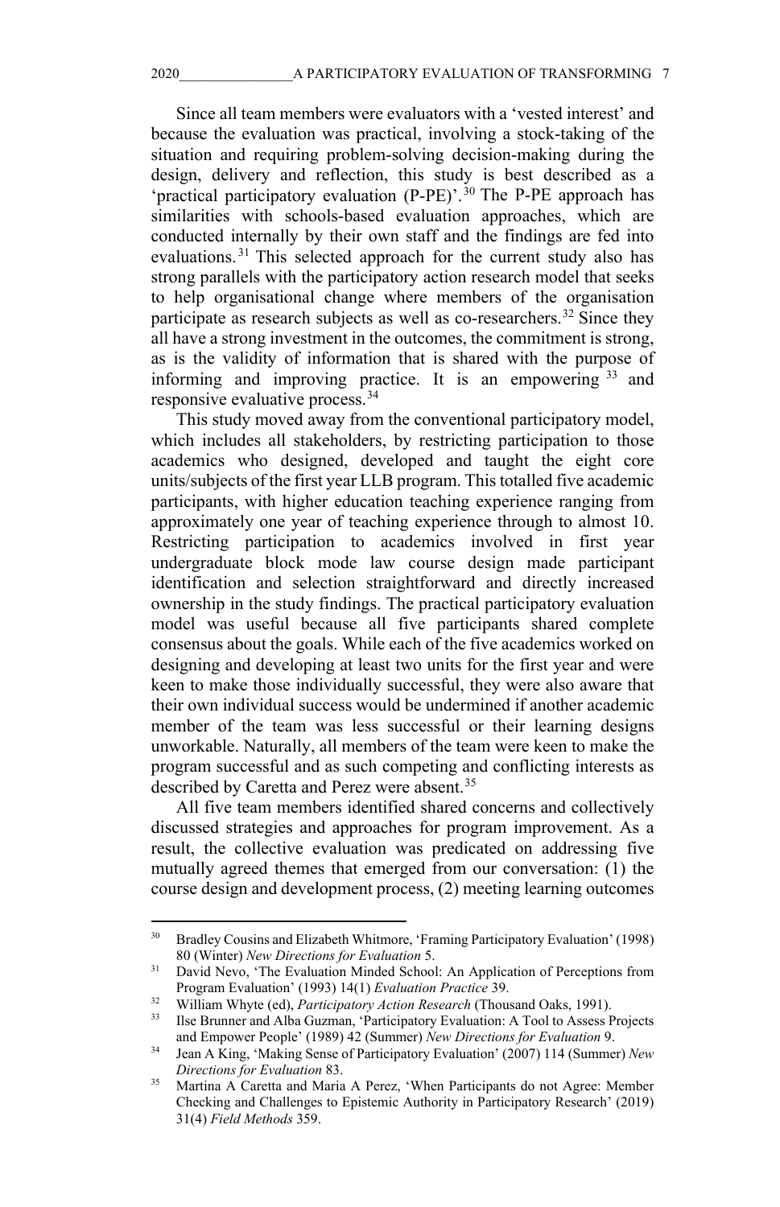Since all team members were evaluators with a 'vested interest' and because the evaluation was practical, involving a stock-taking of the situation and requiring problem-solving decision-making during the design, delivery and reflection, this study is best described as a 'practical participatory evaluation (P-PE)'.[30] The P-PE approach has similarities with schools-based evaluation approaches, which are conducted internally by their own staff and the findings are fed into evaluations.[31] This selected approach for the current study also has strong parallels with the participatory action research model that seeks to help organisational change where members of the organisation participate as research subjects as well as co-researchers.[32] Since they all have a strong investment in the outcomes, the commitment is strong, as is the validity of information that is shared with the purpose of informing and improving practice. It is an empowering[33] and responsive evaluative process.[34]

This study moved away from the conventional participatory model, which includes all stakeholders, by restricting participation to those academics who designed, developed and taught the eight core units/subjects of the first year LLB program. This totalled five academic participants, with higher education teaching experience ranging from approximately one year of teaching experience through to almost 10. Restricting participation to academics involved in first year undergraduate block mode law course design made participant identification and selection straightforward and directly increased ownership in the study findings. The practical participatory evaluation model was useful because all five participants shared complete consensus about the goals. While each of the five academics worked on designing and developing at least two units for the first year and were keen to make those individually successful, they were also aware that their own individual success would be undermined if another academic member of the team was less successful or their learning designs unworkable. Naturally, all members of the team were keen to make the program successful and as such competing and conflicting interests as described by Caretta and Perez were absent.[35]

All five team members identified shared concerns and collectively discussed strategies and approaches for program improvement. As a result, the collective evaluation was predicated on addressing five mutually agreed themes that emerged from our conversation: (1) the course design and development process, (2) meeting learning outcomes

---

[30] Bradley Cousins and Elizabeth Whitmore, 'Framing Participatory Evaluation' (1998) 80 (Winter) *New Directions for Evaluation* 5.

[31] David Nevo, 'The Evaluation Minded School: An Application of Perceptions from Program Evaluation' (1993) 14(1) *Evaluation Practice* 39.

[32] William Whyte (ed), *Participatory Action Research* (Thousand Oaks, 1991).

[33] Ilse Brunner and Alba Guzman, 'Participatory Evaluation: A Tool to Assess Projects and Empower People' (1989) 42 (Summer) *New Directions for Evaluation* 9.

[34] Jean A King, 'Making Sense of Participatory Evaluation' (2007) 114 (Summer) *New Directions for Evaluation* 83.

[35] Martina A Caretta and Maria A Perez, 'When Participants do not Agree: Member Checking and Challenges to Epistemic Authority in Participatory Research' (2019) 31(4) *Field Methods* 359.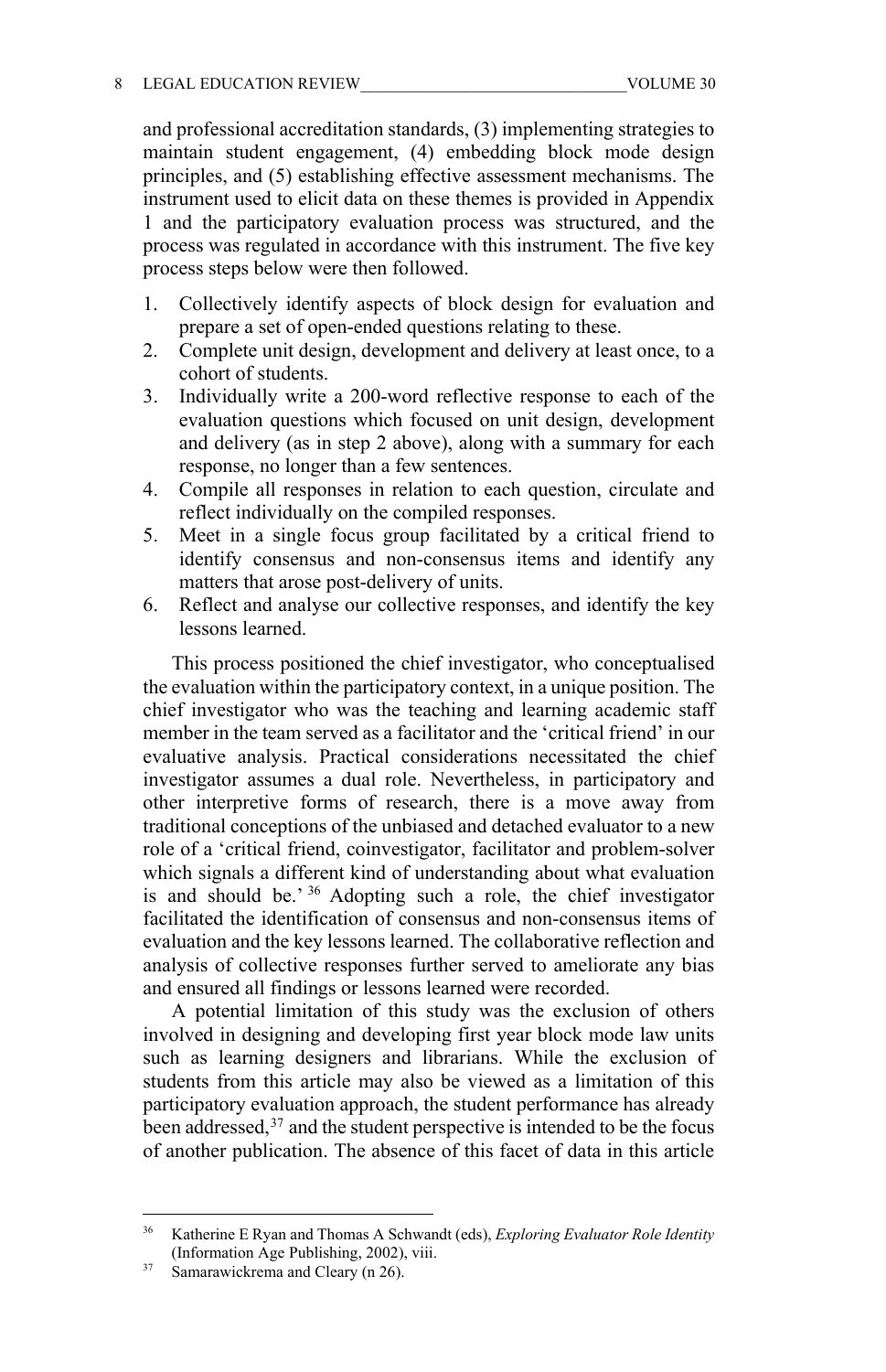and professional accreditation standards, (3) implementing strategies to maintain student engagement, (4) embedding block mode design principles, and (5) establishing effective assessment mechanisms. The instrument used to elicit data on these themes is provided in Appendix 1 and the participatory evaluation process was structured, and the process was regulated in accordance with this instrument. The five key process steps below were then followed.

1. Collectively identify aspects of block design for evaluation and prepare a set of open-ended questions relating to these.
2. Complete unit design, development and delivery at least once, to a cohort of students.
3. Individually write a 200-word reflective response to each of the evaluation questions which focused on unit design, development and delivery (as in step 2 above), along with a summary for each response, no longer than a few sentences.
4. Compile all responses in relation to each question, circulate and reflect individually on the compiled responses.
5. Meet in a single focus group facilitated by a critical friend to identify consensus and non-consensus items and identify any matters that arose post-delivery of units.
6. Reflect and analyse our collective responses, and identify the key lessons learned.

This process positioned the chief investigator, who conceptualised the evaluation within the participatory context, in a unique position. The chief investigator who was the teaching and learning academic staff member in the team served as a facilitator and the 'critical friend' in our evaluative analysis. Practical considerations necessitated the chief investigator assumes a dual role. Nevertheless, in participatory and other interpretive forms of research, there is a move away from traditional conceptions of the unbiased and detached evaluator to a new role of a 'critical friend, coinvestigator, facilitator and problem-solver which signals a different kind of understanding about what evaluation is and should be.' [36] Adopting such a role, the chief investigator facilitated the identification of consensus and non-consensus items of evaluation and the key lessons learned. The collaborative reflection and analysis of collective responses further served to ameliorate any bias and ensured all findings or lessons learned were recorded.

A potential limitation of this study was the exclusion of others involved in designing and developing first year block mode law units such as learning designers and librarians. While the exclusion of students from this article may also be viewed as a limitation of this participatory evaluation approach, the student performance has already been addressed,[37] and the student perspective is intended to be the focus of another publication. The absence of this facet of data in this article

---

[36] Katherine E Ryan and Thomas A Schwandt (eds), *Exploring Evaluator Role Identity* (Information Age Publishing, 2002), viii.

[37] Samarawickrema and Cleary (n 26).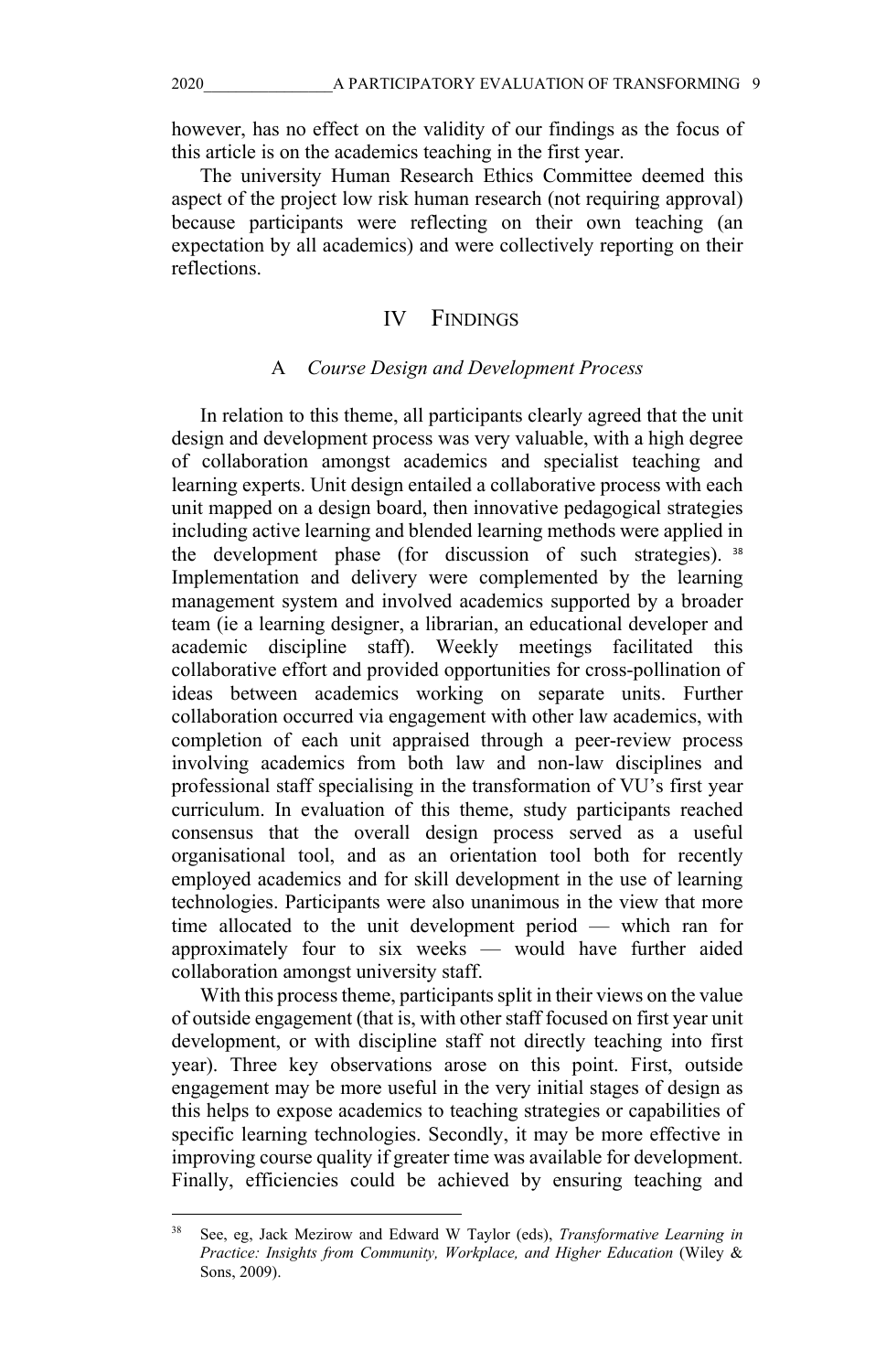however, has no effect on the validity of our findings as the focus of this article is on the academics teaching in the first year.

The university Human Research Ethics Committee deemed this aspect of the project low risk human research (not requiring approval) because participants were reflecting on their own teaching (an expectation by all academics) and were collectively reporting on their reflections.

## IV Findings

### A *Course Design and Development Process*

In relation to this theme, all participants clearly agreed that the unit design and development process was very valuable, with a high degree of collaboration amongst academics and specialist teaching and learning experts. Unit design entailed a collaborative process with each unit mapped on a design board, then innovative pedagogical strategies including active learning and blended learning methods were applied in the development phase (for discussion of such strategies).[38] Implementation and delivery were complemented by the learning management system and involved academics supported by a broader team (ie a learning designer, a librarian, an educational developer and academic discipline staff). Weekly meetings facilitated this collaborative effort and provided opportunities for cross-pollination of ideas between academics working on separate units. Further collaboration occurred via engagement with other law academics, with completion of each unit appraised through a peer-review process involving academics from both law and non-law disciplines and professional staff specialising in the transformation of VU's first year curriculum. In evaluation of this theme, study participants reached consensus that the overall design process served as a useful organisational tool, and as an orientation tool both for recently employed academics and for skill development in the use of learning technologies. Participants were also unanimous in the view that more time allocated to the unit development period — which ran for approximately four to six weeks — would have further aided collaboration amongst university staff.

With this process theme, participants split in their views on the value of outside engagement (that is, with other staff focused on first year unit development, or with discipline staff not directly teaching into first year). Three key observations arose on this point. First, outside engagement may be more useful in the very initial stages of design as this helps to expose academics to teaching strategies or capabilities of specific learning technologies. Secondly, it may be more effective in improving course quality if greater time was available for development. Finally, efficiencies could be achieved by ensuring teaching and

---

[38] See, eg, Jack Mezirow and Edward W Taylor (eds), *Transformative Learning in Practice: Insights from Community, Workplace, and Higher Education* (Wiley & Sons, 2009).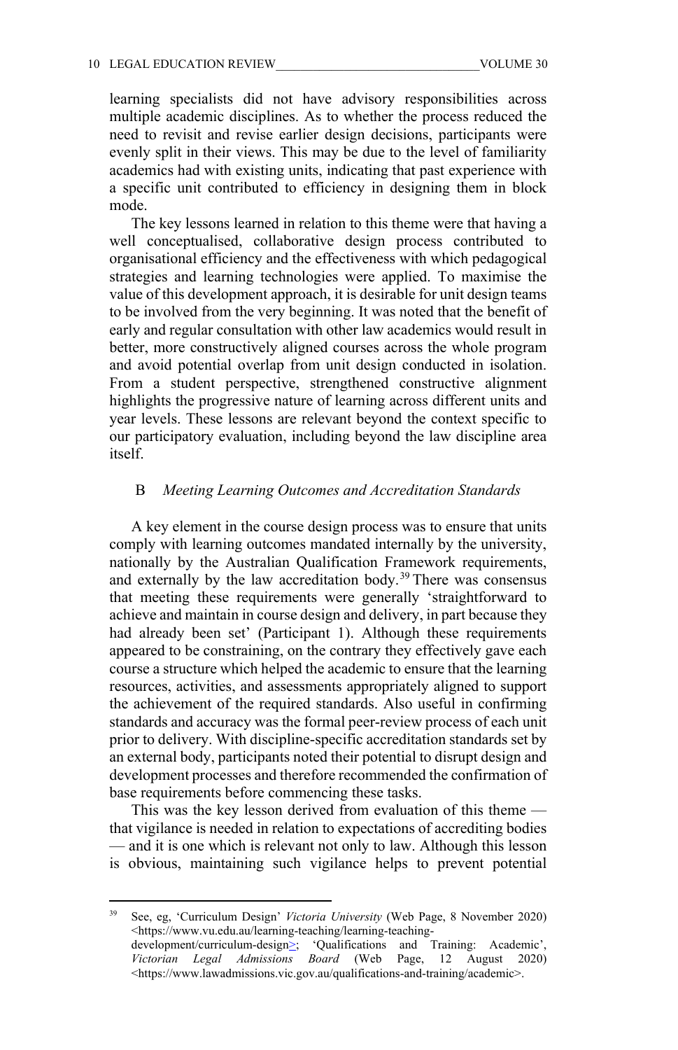learning specialists did not have advisory responsibilities across multiple academic disciplines. As to whether the process reduced the need to revisit and revise earlier design decisions, participants were evenly split in their views. This may be due to the level of familiarity academics had with existing units, indicating that past experience with a specific unit contributed to efficiency in designing them in block mode.

The key lessons learned in relation to this theme were that having a well conceptualised, collaborative design process contributed to organisational efficiency and the effectiveness with which pedagogical strategies and learning technologies were applied. To maximise the value of this development approach, it is desirable for unit design teams to be involved from the very beginning. It was noted that the benefit of early and regular consultation with other law academics would result in better, more constructively aligned courses across the whole program and avoid potential overlap from unit design conducted in isolation. From a student perspective, strengthened constructive alignment highlights the progressive nature of learning across different units and year levels. These lessons are relevant beyond the context specific to our participatory evaluation, including beyond the law discipline area itself.

### B *Meeting Learning Outcomes and Accreditation Standards*

A key element in the course design process was to ensure that units comply with learning outcomes mandated internally by the university, nationally by the Australian Qualification Framework requirements, and externally by the law accreditation body.[39] There was consensus that meeting these requirements were generally 'straightforward to achieve and maintain in course design and delivery, in part because they had already been set' (Participant 1). Although these requirements appeared to be constraining, on the contrary they effectively gave each course a structure which helped the academic to ensure that the learning resources, activities, and assessments appropriately aligned to support the achievement of the required standards. Also useful in confirming standards and accuracy was the formal peer-review process of each unit prior to delivery. With discipline-specific accreditation standards set by an external body, participants noted their potential to disrupt design and development processes and therefore recommended the confirmation of base requirements before commencing these tasks.

This was the key lesson derived from evaluation of this theme — that vigilance is needed in relation to expectations of accrediting bodies — and it is one which is relevant not only to law. Although this lesson is obvious, maintaining such vigilance helps to prevent potential

---

[39] See, eg, 'Curriculum Design' *Victoria University* (Web Page, 8 November 2020) <https://www.vu.edu.au/learning-teaching/learning-teaching-development/curriculum-design>; 'Qualifications and Training: Academic', *Victorian Legal Admissions Board* (Web Page, 12 August 2020) <https://www.lawadmissions.vic.gov.au/qualifications-and-training/academic>.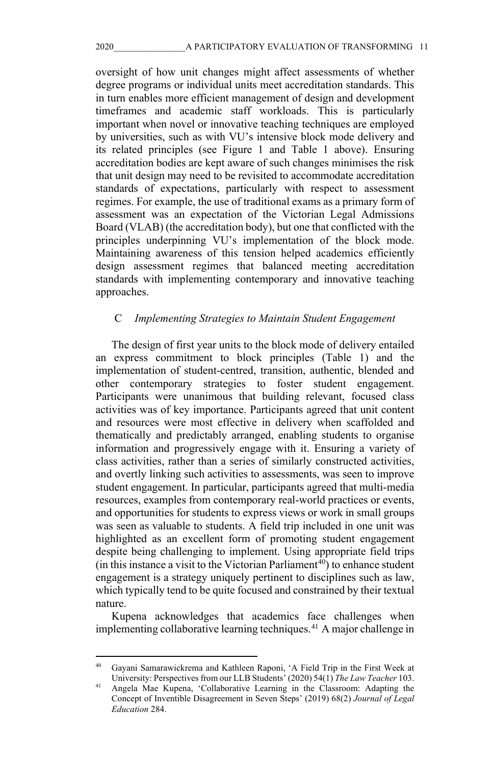oversight of how unit changes might affect assessments of whether degree programs or individual units meet accreditation standards. This in turn enables more efficient management of design and development timeframes and academic staff workloads. This is particularly important when novel or innovative teaching techniques are employed by universities, such as with VU's intensive block mode delivery and its related principles (see Figure 1 and Table 1 above). Ensuring accreditation bodies are kept aware of such changes minimises the risk that unit design may need to be revisited to accommodate accreditation standards of expectations, particularly with respect to assessment regimes. For example, the use of traditional exams as a primary form of assessment was an expectation of the Victorian Legal Admissions Board (VLAB) (the accreditation body), but one that conflicted with the principles underpinning VU's implementation of the block mode. Maintaining awareness of this tension helped academics efficiently design assessment regimes that balanced meeting accreditation standards with implementing contemporary and innovative teaching approaches.

### C *Implementing Strategies to Maintain Student Engagement*

The design of first year units to the block mode of delivery entailed an express commitment to block principles (Table 1) and the implementation of student-centred, transition, authentic, blended and other contemporary strategies to foster student engagement. Participants were unanimous that building relevant, focused class activities was of key importance. Participants agreed that unit content and resources were most effective in delivery when scaffolded and thematically and predictably arranged, enabling students to organise information and progressively engage with it. Ensuring a variety of class activities, rather than a series of similarly constructed activities, and overtly linking such activities to assessments, was seen to improve student engagement. In particular, participants agreed that multi-media resources, examples from contemporary real-world practices or events, and opportunities for students to express views or work in small groups was seen as valuable to students. A field trip included in one unit was highlighted as an excellent form of promoting student engagement despite being challenging to implement. Using appropriate field trips (in this instance a visit to the Victorian Parliament[40]) to enhance student engagement is a strategy uniquely pertinent to disciplines such as law, which typically tend to be quite focused and constrained by their textual nature.

Kupena acknowledges that academics face challenges when implementing collaborative learning techniques.[41] A major challenge in

---

[40] Gayani Samarawickrema and Kathleen Raponi, 'A Field Trip in the First Week at University: Perspectives from our LLB Students' (2020) 54(1) *The Law Teacher* 103.

[41] Angela Mae Kupena, 'Collaborative Learning in the Classroom: Adapting the Concept of Inventible Disagreement in Seven Steps' (2019) 68(2) *Journal of Legal Education* 284.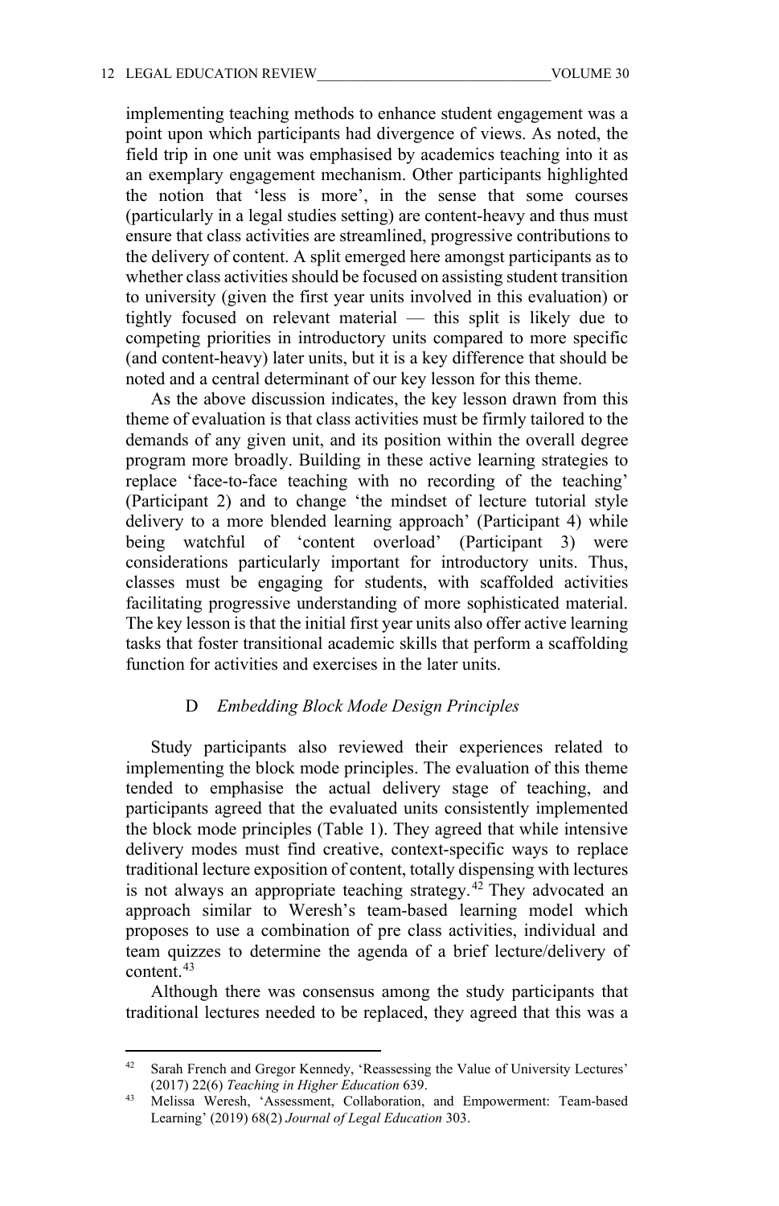implementing teaching methods to enhance student engagement was a point upon which participants had divergence of views. As noted, the field trip in one unit was emphasised by academics teaching into it as an exemplary engagement mechanism. Other participants highlighted the notion that 'less is more', in the sense that some courses (particularly in a legal studies setting) are content-heavy and thus must ensure that class activities are streamlined, progressive contributions to the delivery of content. A split emerged here amongst participants as to whether class activities should be focused on assisting student transition to university (given the first year units involved in this evaluation) or tightly focused on relevant material — this split is likely due to competing priorities in introductory units compared to more specific (and content-heavy) later units, but it is a key difference that should be noted and a central determinant of our key lesson for this theme.

As the above discussion indicates, the key lesson drawn from this theme of evaluation is that class activities must be firmly tailored to the demands of any given unit, and its position within the overall degree program more broadly. Building in these active learning strategies to replace 'face-to-face teaching with no recording of the teaching' (Participant 2) and to change 'the mindset of lecture tutorial style delivery to a more blended learning approach' (Participant 4) while being watchful of 'content overload' (Participant 3) were considerations particularly important for introductory units. Thus, classes must be engaging for students, with scaffolded activities facilitating progressive understanding of more sophisticated material. The key lesson is that the initial first year units also offer active learning tasks that foster transitional academic skills that perform a scaffolding function for activities and exercises in the later units.

### D *Embedding Block Mode Design Principles*

Study participants also reviewed their experiences related to implementing the block mode principles. The evaluation of this theme tended to emphasise the actual delivery stage of teaching, and participants agreed that the evaluated units consistently implemented the block mode principles (Table 1). They agreed that while intensive delivery modes must find creative, context-specific ways to replace traditional lecture exposition of content, totally dispensing with lectures is not always an appropriate teaching strategy.[42] They advocated an approach similar to Weresh's team-based learning model which proposes to use a combination of pre class activities, individual and team quizzes to determine the agenda of a brief lecture/delivery of content.[43]

Although there was consensus among the study participants that traditional lectures needed to be replaced, they agreed that this was a

---

[42] Sarah French and Gregor Kennedy, 'Reassessing the Value of University Lectures' (2017) 22(6) *Teaching in Higher Education* 639.

[43] Melissa Weresh, 'Assessment, Collaboration, and Empowerment: Team-based Learning' (2019) 68(2) *Journal of Legal Education* 303.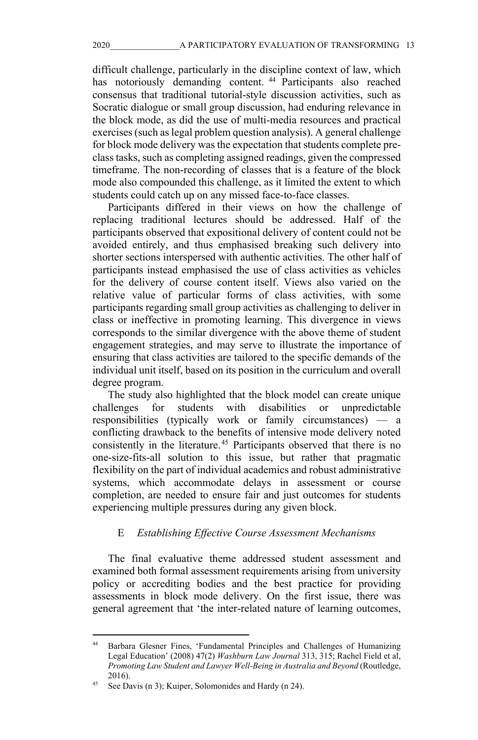difficult challenge, particularly in the discipline context of law, which has notoriously demanding content.[44] Participants also reached consensus that traditional tutorial-style discussion activities, such as Socratic dialogue or small group discussion, had enduring relevance in the block mode, as did the use of multi-media resources and practical exercises (such as legal problem question analysis). A general challenge for block mode delivery was the expectation that students complete pre-class tasks, such as completing assigned readings, given the compressed timeframe. The non-recording of classes that is a feature of the block mode also compounded this challenge, as it limited the extent to which students could catch up on any missed face-to-face classes.

Participants differed in their views on how the challenge of replacing traditional lectures should be addressed. Half of the participants observed that expositional delivery of content could not be avoided entirely, and thus emphasised breaking such delivery into shorter sections interspersed with authentic activities. The other half of participants instead emphasised the use of class activities as vehicles for the delivery of course content itself. Views also varied on the relative value of particular forms of class activities, with some participants regarding small group activities as challenging to deliver in class or ineffective in promoting learning. This divergence in views corresponds to the similar divergence with the above theme of student engagement strategies, and may serve to illustrate the importance of ensuring that class activities are tailored to the specific demands of the individual unit itself, based on its position in the curriculum and overall degree program.

The study also highlighted that the block model can create unique challenges for students with disabilities or unpredictable responsibilities (typically work or family circumstances) — a conflicting drawback to the benefits of intensive mode delivery noted consistently in the literature.[45] Participants observed that there is no one-size-fits-all solution to this issue, but rather that pragmatic flexibility on the part of individual academics and robust administrative systems, which accommodate delays in assessment or course completion, are needed to ensure fair and just outcomes for students experiencing multiple pressures during any given block.

### E *Establishing Effective Course Assessment Mechanisms*

The final evaluative theme addressed student assessment and examined both formal assessment requirements arising from university policy or accrediting bodies and the best practice for providing assessments in block mode delivery. On the first issue, there was general agreement that 'the inter-related nature of learning outcomes,

---

[44] Barbara Glesner Fines, 'Fundamental Principles and Challenges of Humanizing Legal Education' (2008) 47(2) *Washburn Law Journal* 313, 315; Rachel Field et al, *Promoting Law Student and Lawyer Well-Being in Australia and Beyond* (Routledge, 2016).

[45] See Davis (n 3); Kuiper, Solomonides and Hardy (n 24).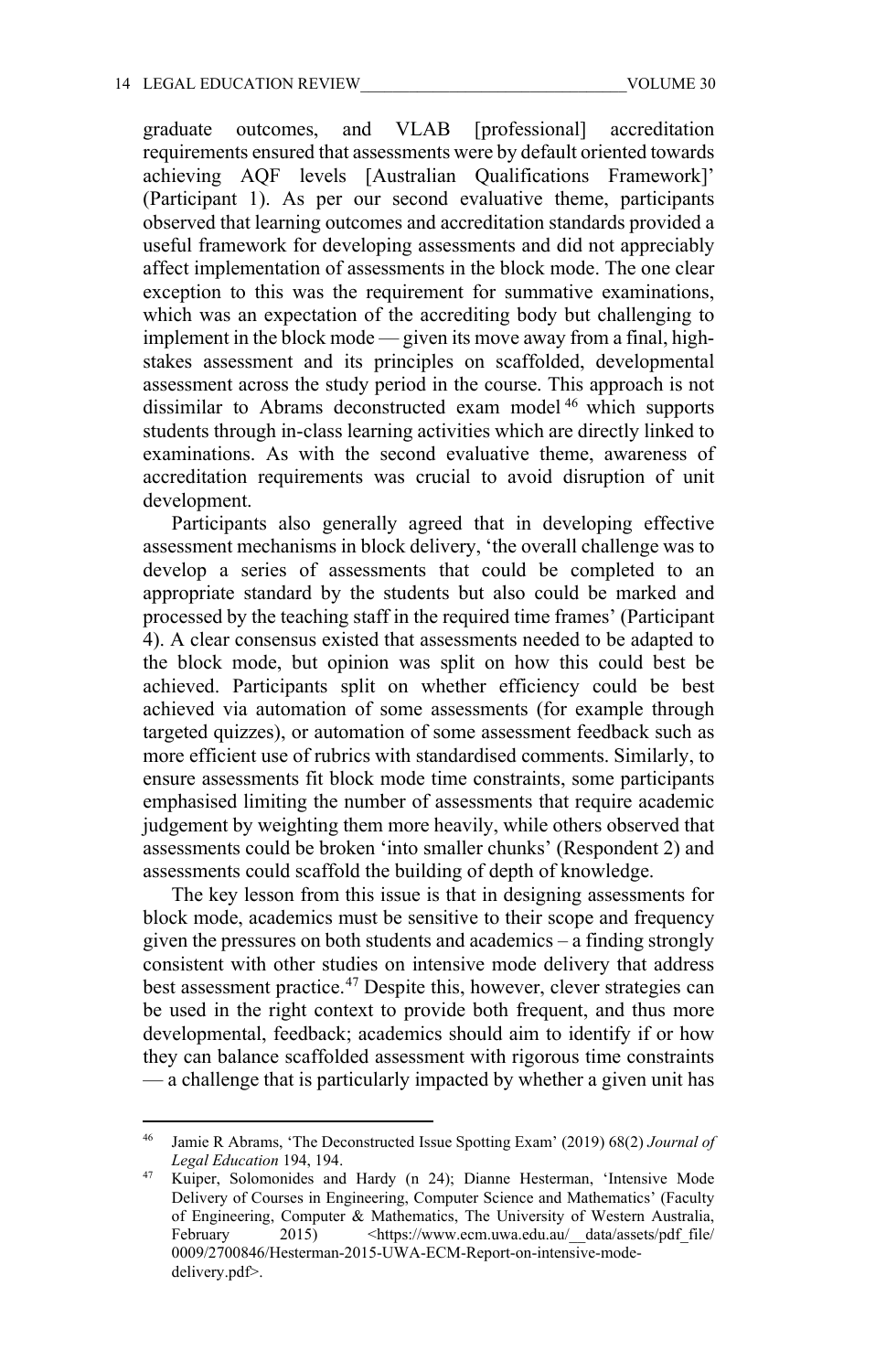graduate outcomes, and VLAB [professional] accreditation requirements ensured that assessments were by default oriented towards achieving AQF levels [Australian Qualifications Framework]' (Participant 1). As per our second evaluative theme, participants observed that learning outcomes and accreditation standards provided a useful framework for developing assessments and did not appreciably affect implementation of assessments in the block mode. The one clear exception to this was the requirement for summative examinations, which was an expectation of the accrediting body but challenging to implement in the block mode — given its move away from a final, high-stakes assessment and its principles on scaffolded, developmental assessment across the study period in the course. This approach is not dissimilar to Abrams deconstructed exam model[46] which supports students through in-class learning activities which are directly linked to examinations. As with the second evaluative theme, awareness of accreditation requirements was crucial to avoid disruption of unit development.

Participants also generally agreed that in developing effective assessment mechanisms in block delivery, 'the overall challenge was to develop a series of assessments that could be completed to an appropriate standard by the students but also could be marked and processed by the teaching staff in the required time frames' (Participant 4). A clear consensus existed that assessments needed to be adapted to the block mode, but opinion was split on how this could best be achieved. Participants split on whether efficiency could be best achieved via automation of some assessments (for example through targeted quizzes), or automation of some assessment feedback such as more efficient use of rubrics with standardised comments. Similarly, to ensure assessments fit block mode time constraints, some participants emphasised limiting the number of assessments that require academic judgement by weighting them more heavily, while others observed that assessments could be broken 'into smaller chunks' (Respondent 2) and assessments could scaffold the building of depth of knowledge.

The key lesson from this issue is that in designing assessments for block mode, academics must be sensitive to their scope and frequency given the pressures on both students and academics – a finding strongly consistent with other studies on intensive mode delivery that address best assessment practice.[47] Despite this, however, clever strategies can be used in the right context to provide both frequent, and thus more developmental, feedback; academics should aim to identify if or how they can balance scaffolded assessment with rigorous time constraints — a challenge that is particularly impacted by whether a given unit has

---

[46] Jamie R Abrams, 'The Deconstructed Issue Spotting Exam' (2019) 68(2) *Journal of Legal Education* 194, 194.

[47] Kuiper, Solomonides and Hardy (n 24); Dianne Hesterman, 'Intensive Mode Delivery of Courses in Engineering, Computer Science and Mathematics' (Faculty of Engineering, Computer & Mathematics, The University of Western Australia, February 2015) <https://www.ecm.uwa.edu.au/__data/assets/pdf_file/0009/2700846/Hesterman-2015-UWA-ECM-Report-on-intensive-mode-delivery.pdf>.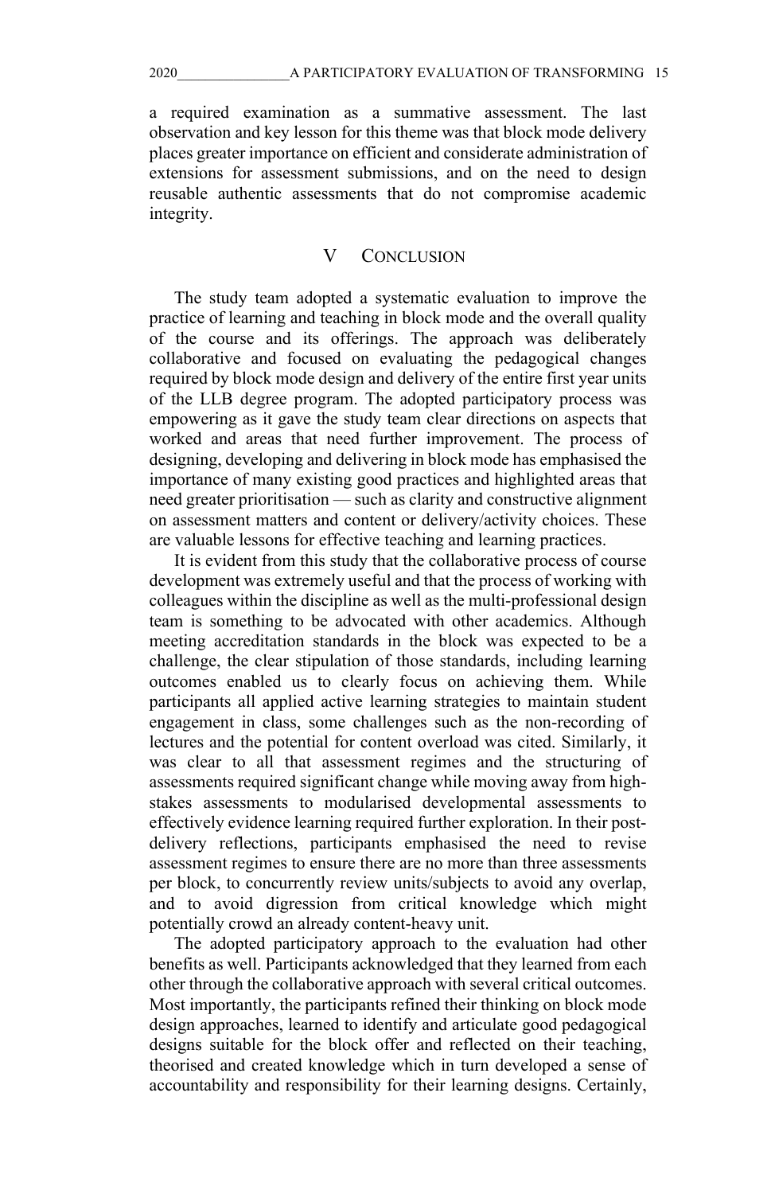a required examination as a summative assessment. The last observation and key lesson for this theme was that block mode delivery places greater importance on efficient and considerate administration of extensions for assessment submissions, and on the need to design reusable authentic assessments that do not compromise academic integrity.

## V CONCLUSION

The study team adopted a systematic evaluation to improve the practice of learning and teaching in block mode and the overall quality of the course and its offerings. The approach was deliberately collaborative and focused on evaluating the pedagogical changes required by block mode design and delivery of the entire first year units of the LLB degree program. The adopted participatory process was empowering as it gave the study team clear directions on aspects that worked and areas that need further improvement. The process of designing, developing and delivering in block mode has emphasised the importance of many existing good practices and highlighted areas that need greater prioritisation — such as clarity and constructive alignment on assessment matters and content or delivery/activity choices. These are valuable lessons for effective teaching and learning practices.

It is evident from this study that the collaborative process of course development was extremely useful and that the process of working with colleagues within the discipline as well as the multi-professional design team is something to be advocated with other academics. Although meeting accreditation standards in the block was expected to be a challenge, the clear stipulation of those standards, including learning outcomes enabled us to clearly focus on achieving them. While participants all applied active learning strategies to maintain student engagement in class, some challenges such as the non-recording of lectures and the potential for content overload was cited. Similarly, it was clear to all that assessment regimes and the structuring of assessments required significant change while moving away from high-stakes assessments to modularised developmental assessments to effectively evidence learning required further exploration. In their post-delivery reflections, participants emphasised the need to revise assessment regimes to ensure there are no more than three assessments per block, to concurrently review units/subjects to avoid any overlap, and to avoid digression from critical knowledge which might potentially crowd an already content-heavy unit.

The adopted participatory approach to the evaluation had other benefits as well. Participants acknowledged that they learned from each other through the collaborative approach with several critical outcomes. Most importantly, the participants refined their thinking on block mode design approaches, learned to identify and articulate good pedagogical designs suitable for the block offer and reflected on their teaching, theorised and created knowledge which in turn developed a sense of accountability and responsibility for their learning designs. Certainly,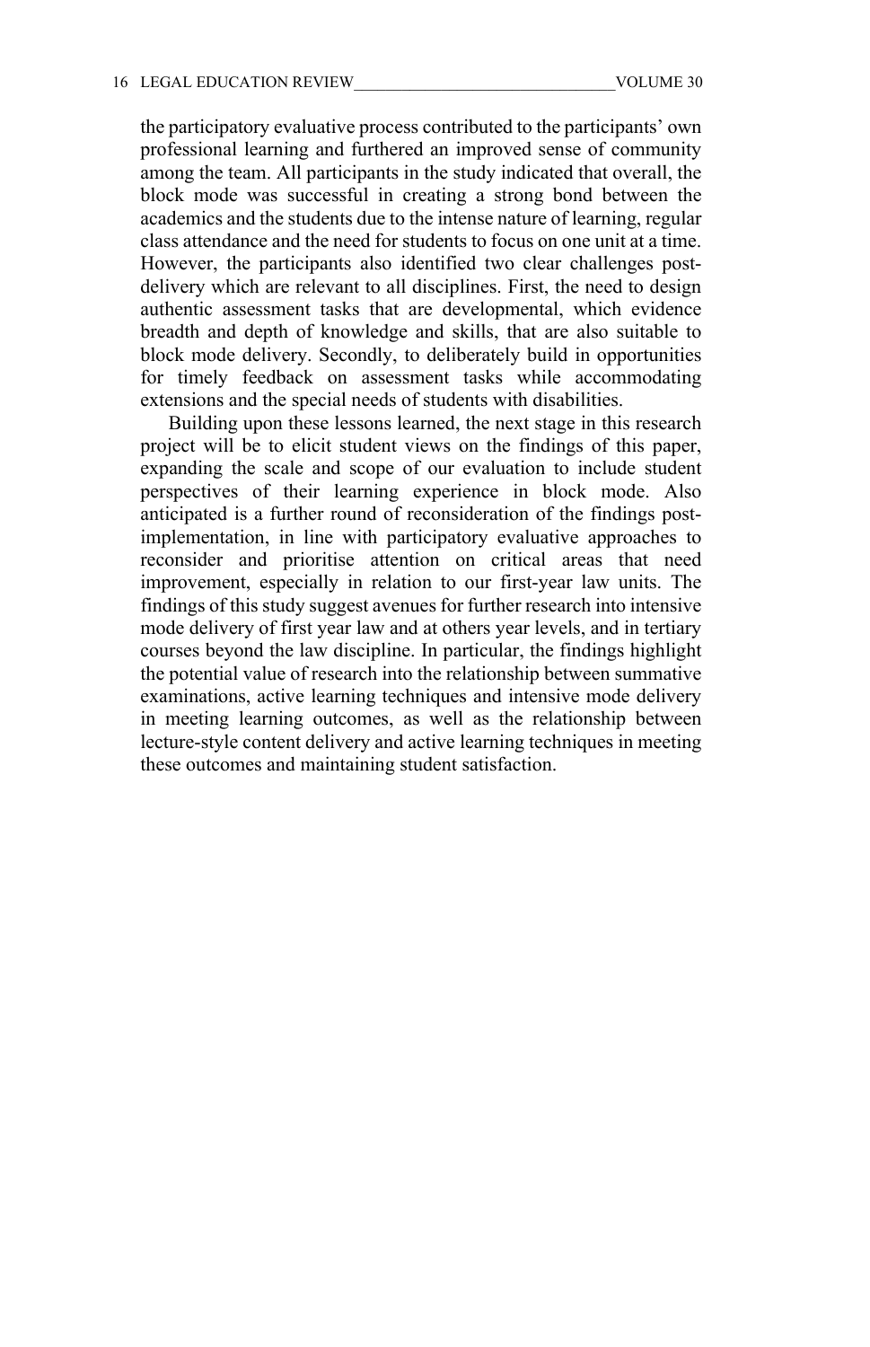the participatory evaluative process contributed to the participants' own professional learning and furthered an improved sense of community among the team. All participants in the study indicated that overall, the block mode was successful in creating a strong bond between the academics and the students due to the intense nature of learning, regular class attendance and the need for students to focus on one unit at a time. However, the participants also identified two clear challenges post-delivery which are relevant to all disciplines. First, the need to design authentic assessment tasks that are developmental, which evidence breadth and depth of knowledge and skills, that are also suitable to block mode delivery. Secondly, to deliberately build in opportunities for timely feedback on assessment tasks while accommodating extensions and the special needs of students with disabilities.

Building upon these lessons learned, the next stage in this research project will be to elicit student views on the findings of this paper, expanding the scale and scope of our evaluation to include student perspectives of their learning experience in block mode. Also anticipated is a further round of reconsideration of the findings post-implementation, in line with participatory evaluative approaches to reconsider and prioritise attention on critical areas that need improvement, especially in relation to our first-year law units. The findings of this study suggest avenues for further research into intensive mode delivery of first year law and at others year levels, and in tertiary courses beyond the law discipline. In particular, the findings highlight the potential value of research into the relationship between summative examinations, active learning techniques and intensive mode delivery in meeting learning outcomes, as well as the relationship between lecture-style content delivery and active learning techniques in meeting these outcomes and maintaining student satisfaction.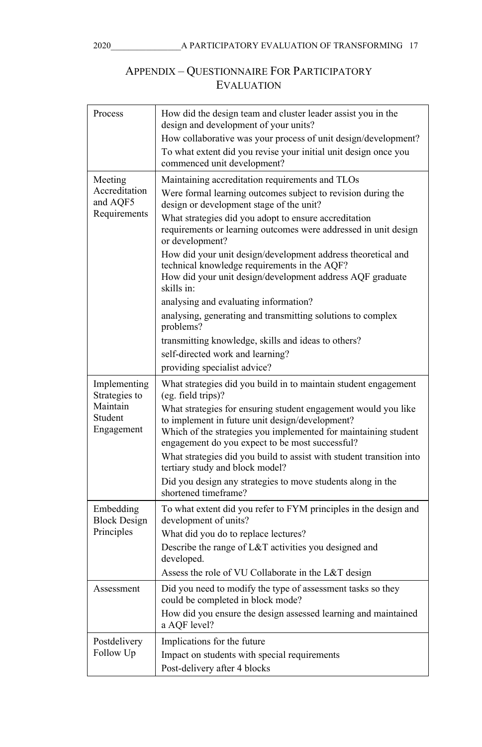## APPENDIX – QUESTIONNAIRE FOR PARTICIPATORY EVALUATION

| | |
|---|---|
| Process | How did the design team and cluster leader assist you in the design and development of your units?<br>How collaborative was your process of unit design/development?<br>To what extent did you revise your initial unit design once you commenced unit development? |
| Meeting Accreditation and AQF5 Requirements | Maintaining accreditation requirements and TLOs<br>Were formal learning outcomes subject to revision during the design or development stage of the unit?<br>What strategies did you adopt to ensure accreditation requirements or learning outcomes were addressed in unit design or development?<br>How did your unit design/development address theoretical and technical knowledge requirements in the AQF?<br>How did your unit design/development address AQF graduate skills in:<br>analysing and evaluating information?<br>analysing, generating and transmitting solutions to complex problems?<br>transmitting knowledge, skills and ideas to others?<br>self-directed work and learning?<br>providing specialist advice? |
| Implementing Strategies to Maintain Student Engagement | What strategies did you build in to maintain student engagement (eg. field trips)?<br>What strategies for ensuring student engagement would you like to implement in future unit design/development?<br>Which of the strategies you implemented for maintaining student engagement do you expect to be most successful?<br>What strategies did you build to assist with student transition into tertiary study and block model?<br>Did you design any strategies to move students along in the shortened timeframe? |
| Embedding Block Design Principles | To what extent did you refer to FYM principles in the design and development of units?<br>What did you do to replace lectures?<br>Describe the range of L&T activities you designed and developed.<br>Assess the role of VU Collaborate in the L&T design |
| Assessment | Did you need to modify the type of assessment tasks so they could be completed in block mode?<br>How did you ensure the design assessed learning and maintained a AQF level? |
| Postdelivery Follow Up | Implications for the future<br>Impact on students with special requirements<br>Post-delivery after 4 blocks |